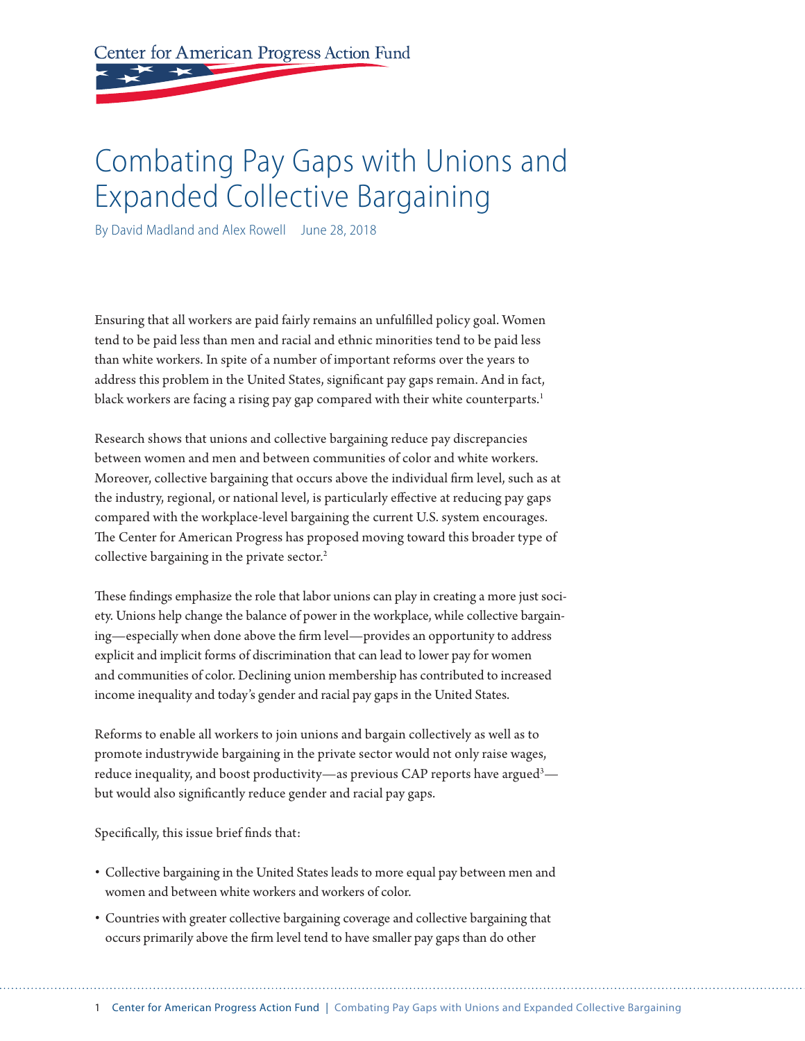Center for American Progress Action Fund

# Combating Pay Gaps with Unions and Expanded Collective Bargaining

By David Madland and Alex Rowell June 28, 2018

Ensuring that all workers are paid fairly remains an unfulfilled policy goal. Women tend to be paid less than men and racial and ethnic minorities tend to be paid less than white workers. In spite of a number of important reforms over the years to address this problem in the United States, significant pay gaps remain. And in fact, black workers are facing a rising pay gap compared with their white counterparts.[1]

Research shows that unions and collective bargaining reduce pay discrepancies between women and men and between communities of color and white workers. Moreover, collective bargaining that occurs above the individual firm level, such as at the industry, regional, or national level, is particularly effective at reducing pay gaps compared with the workplace-level bargaining the current U.S. system encourages. The Center for American Progress has proposed moving toward this broader type of collective bargaining in the private sector.[2]

These findings emphasize the role that labor unions can play in creating a more just society. Unions help change the balance of power in the workplace, while collective bargaining—especially when done above the firm level—provides an opportunity to address explicit and implicit forms of discrimination that can lead to lower pay for women and communities of color. Declining union membership has contributed to increased income inequality and today's gender and racial pay gaps in the United States.

Reforms to enable all workers to join unions and bargain collectively as well as to promote industrywide bargaining in the private sector would not only raise wages, reduce inequality, and boost productivity—as previous CAP reports have argued[3]—but would also significantly reduce gender and racial pay gaps.

Specifically, this issue brief finds that:

- Collective bargaining in the United States leads to more equal pay between men and women and between white workers and workers of color.
- Countries with greater collective bargaining coverage and collective bargaining that occurs primarily above the firm level tend to have smaller pay gaps than do other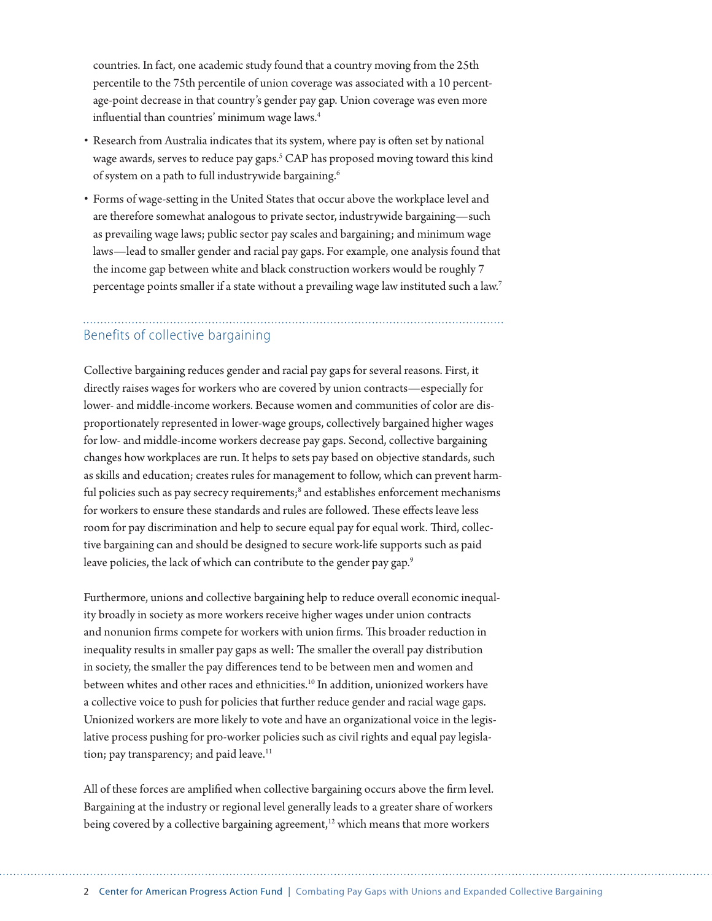countries. In fact, one academic study found that a country moving from the 25th percentile to the 75th percentile of union coverage was associated with a 10 percentage-point decrease in that country's gender pay gap. Union coverage was even more influential than countries' minimum wage laws.[4]

- Research from Australia indicates that its system, where pay is often set by national wage awards, serves to reduce pay gaps.[5] CAP has proposed moving toward this kind of system on a path to full industrywide bargaining.[6]
- Forms of wage-setting in the United States that occur above the workplace level and are therefore somewhat analogous to private sector, industrywide bargaining—such as prevailing wage laws; public sector pay scales and bargaining; and minimum wage laws—lead to smaller gender and racial pay gaps. For example, one analysis found that the income gap between white and black construction workers would be roughly 7 percentage points smaller if a state without a prevailing wage law instituted such a law.[7]

## Benefits of collective bargaining

Collective bargaining reduces gender and racial pay gaps for several reasons. First, it directly raises wages for workers who are covered by union contracts—especially for lower- and middle-income workers. Because women and communities of color are disproportionately represented in lower-wage groups, collectively bargained higher wages for low- and middle-income workers decrease pay gaps. Second, collective bargaining changes how workplaces are run. It helps to sets pay based on objective standards, such as skills and education; creates rules for management to follow, which can prevent harmful policies such as pay secrecy requirements;[8] and establishes enforcement mechanisms for workers to ensure these standards and rules are followed. These effects leave less room for pay discrimination and help to secure equal pay for equal work. Third, collective bargaining can and should be designed to secure work-life supports such as paid leave policies, the lack of which can contribute to the gender pay gap.[9]

Furthermore, unions and collective bargaining help to reduce overall economic inequality broadly in society as more workers receive higher wages under union contracts and nonunion firms compete for workers with union firms. This broader reduction in inequality results in smaller pay gaps as well: The smaller the overall pay distribution in society, the smaller the pay differences tend to be between men and women and between whites and other races and ethnicities.[10] In addition, unionized workers have a collective voice to push for policies that further reduce gender and racial wage gaps. Unionized workers are more likely to vote and have an organizational voice in the legislative process pushing for pro-worker policies such as civil rights and equal pay legislation; pay transparency; and paid leave.[11]

All of these forces are amplified when collective bargaining occurs above the firm level. Bargaining at the industry or regional level generally leads to a greater share of workers being covered by a collective bargaining agreement,[12] which means that more workers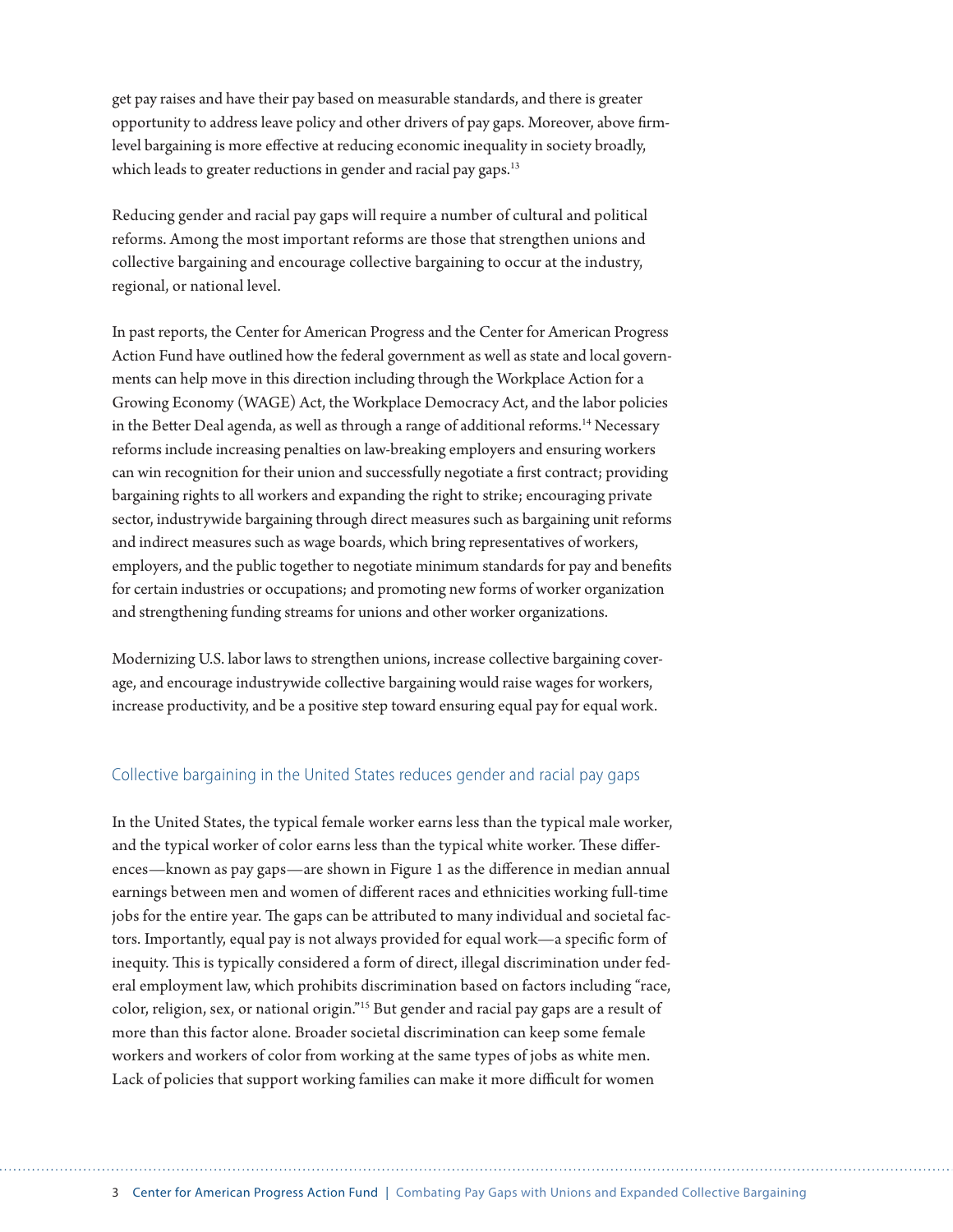get pay raises and have their pay based on measurable standards, and there is greater opportunity to address leave policy and other drivers of pay gaps. Moreover, above firm-level bargaining is more effective at reducing economic inequality in society broadly, which leads to greater reductions in gender and racial pay gaps.[13]

Reducing gender and racial pay gaps will require a number of cultural and political reforms. Among the most important reforms are those that strengthen unions and collective bargaining and encourage collective bargaining to occur at the industry, regional, or national level.

In past reports, the Center for American Progress and the Center for American Progress Action Fund have outlined how the federal government as well as state and local governments can help move in this direction including through the Workplace Action for a Growing Economy (WAGE) Act, the Workplace Democracy Act, and the labor policies in the Better Deal agenda, as well as through a range of additional reforms.[14] Necessary reforms include increasing penalties on law-breaking employers and ensuring workers can win recognition for their union and successfully negotiate a first contract; providing bargaining rights to all workers and expanding the right to strike; encouraging private sector, industrywide bargaining through direct measures such as bargaining unit reforms and indirect measures such as wage boards, which bring representatives of workers, employers, and the public together to negotiate minimum standards for pay and benefits for certain industries or occupations; and promoting new forms of worker organization and strengthening funding streams for unions and other worker organizations.

Modernizing U.S. labor laws to strengthen unions, increase collective bargaining coverage, and encourage industrywide collective bargaining would raise wages for workers, increase productivity, and be a positive step toward ensuring equal pay for equal work.

## Collective bargaining in the United States reduces gender and racial pay gaps

In the United States, the typical female worker earns less than the typical male worker, and the typical worker of color earns less than the typical white worker. These differences—known as pay gaps—are shown in Figure 1 as the difference in median annual earnings between men and women of different races and ethnicities working full-time jobs for the entire year. The gaps can be attributed to many individual and societal factors. Importantly, equal pay is not always provided for equal work—a specific form of inequity. This is typically considered a form of direct, illegal discrimination under federal employment law, which prohibits discrimination based on factors including "race, color, religion, sex, or national origin."[15] But gender and racial pay gaps are a result of more than this factor alone. Broader societal discrimination can keep some female workers and workers of color from working at the same types of jobs as white men. Lack of policies that support working families can make it more difficult for women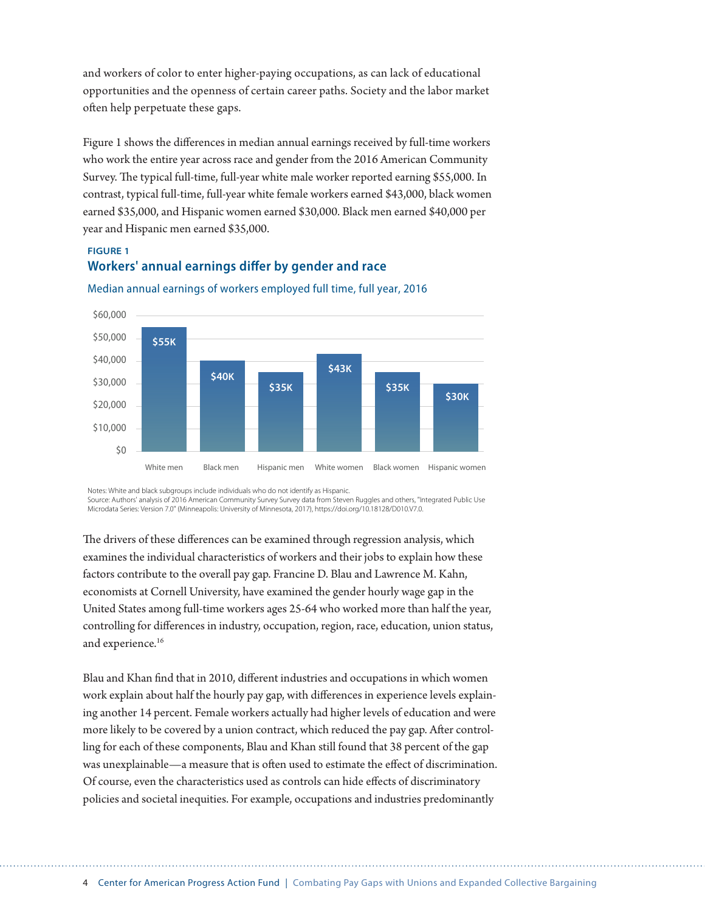and workers of color to enter higher-paying occupations, as can lack of educational opportunities and the openness of certain career paths. Society and the labor market often help perpetuate these gaps.

Figure 1 shows the differences in median annual earnings received by full-time workers who work the entire year across race and gender from the 2016 American Community Survey. The typical full-time, full-year white male worker reported earning $55,000. In contrast, typical full-time, full-year white female workers earned $43,000, black women earned $35,000, and Hispanic women earned $30,000. Black men earned $40,000 per year and Hispanic men earned $35,000.

**FIGURE 1**

### Workers' annual earnings differ by gender and race

Median annual earnings of workers employed full time, full year, 2016

| Group | Median annual earnings |
|---|---|
| White men | $55K |
| Black men | $40K |
| Hispanic men | $35K |
| White women | $43K |
| Black women | $35K |
| Hispanic women | $30K |

Notes: White and black subgroups include individuals who do not identify as Hispanic.
Source: Authors' analysis of 2016 American Community Survey Survey data from Steven Ruggles and others, "Integrated Public Use Microdata Series: Version 7.0" (Minneapolis: University of Minnesota, 2017), https://doi.org/10.18128/D010.V7.0.

The drivers of these differences can be examined through regression analysis, which examines the individual characteristics of workers and their jobs to explain how these factors contribute to the overall pay gap. Francine D. Blau and Lawrence M. Kahn, economists at Cornell University, have examined the gender hourly wage gap in the United States among full-time workers ages 25-64 who worked more than half the year, controlling for differences in industry, occupation, region, race, education, union status, and experience.[16]

Blau and Khan find that in 2010, different industries and occupations in which women work explain about half the hourly pay gap, with differences in experience levels explaining another 14 percent. Female workers actually had higher levels of education and were more likely to be covered by a union contract, which reduced the pay gap. After controlling for each of these components, Blau and Khan still found that 38 percent of the gap was unexplainable—a measure that is often used to estimate the effect of discrimination. Of course, even the characteristics used as controls can hide effects of discriminatory policies and societal inequities. For example, occupations and industries predominantly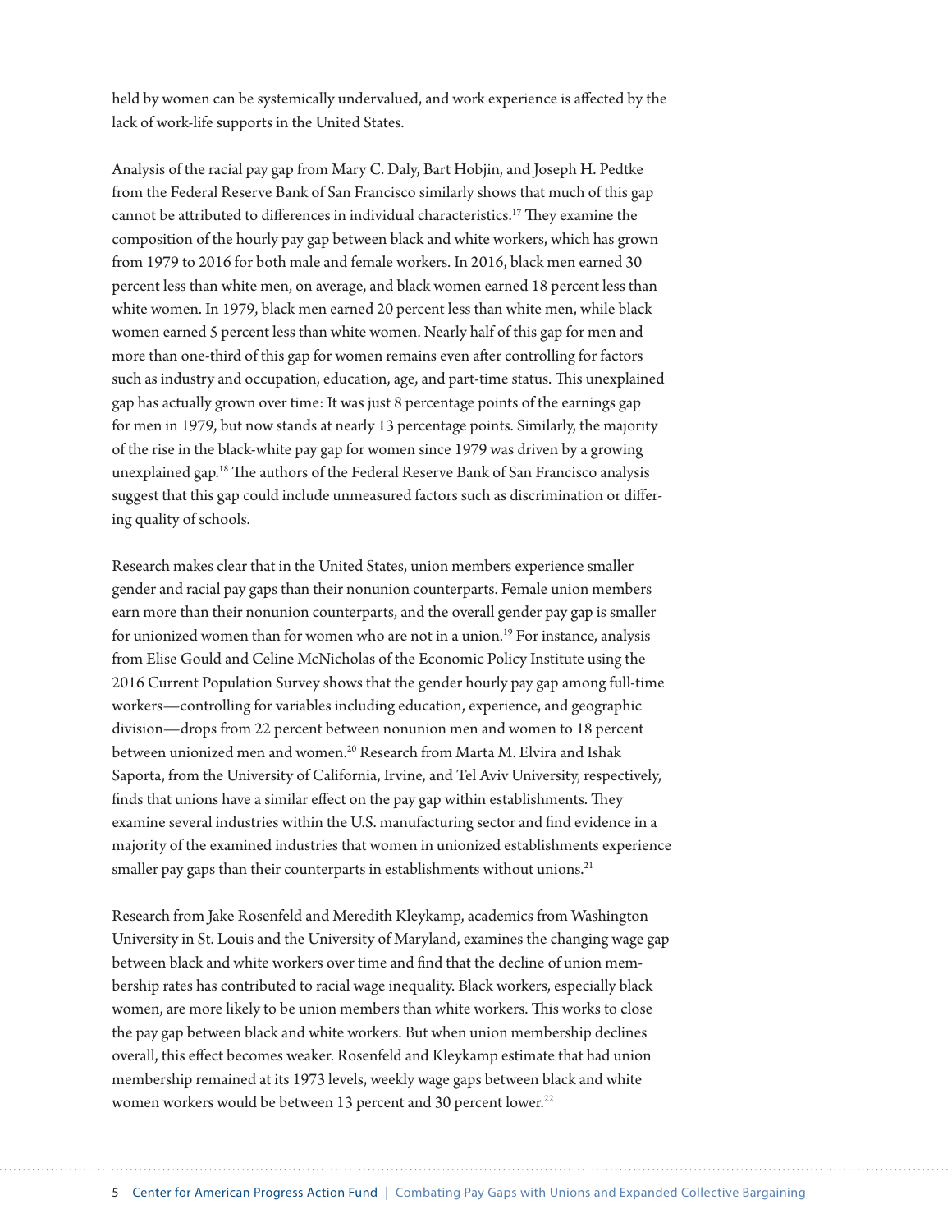held by women can be systemically undervalued, and work experience is affected by the lack of work-life supports in the United States.

Analysis of the racial pay gap from Mary C. Daly, Bart Hobjin, and Joseph H. Pedtke from the Federal Reserve Bank of San Francisco similarly shows that much of this gap cannot be attributed to differences in individual characteristics.[17] They examine the composition of the hourly pay gap between black and white workers, which has grown from 1979 to 2016 for both male and female workers. In 2016, black men earned 30 percent less than white men, on average, and black women earned 18 percent less than white women. In 1979, black men earned 20 percent less than white men, while black women earned 5 percent less than white women. Nearly half of this gap for men and more than one-third of this gap for women remains even after controlling for factors such as industry and occupation, education, age, and part-time status. This unexplained gap has actually grown over time: It was just 8 percentage points of the earnings gap for men in 1979, but now stands at nearly 13 percentage points. Similarly, the majority of the rise in the black-white pay gap for women since 1979 was driven by a growing unexplained gap.[18] The authors of the Federal Reserve Bank of San Francisco analysis suggest that this gap could include unmeasured factors such as discrimination or differing quality of schools.

Research makes clear that in the United States, union members experience smaller gender and racial pay gaps than their nonunion counterparts. Female union members earn more than their nonunion counterparts, and the overall gender pay gap is smaller for unionized women than for women who are not in a union.[19] For instance, analysis from Elise Gould and Celine McNicholas of the Economic Policy Institute using the 2016 Current Population Survey shows that the gender hourly pay gap among full-time workers—controlling for variables including education, experience, and geographic division—drops from 22 percent between nonunion men and women to 18 percent between unionized men and women.[20] Research from Marta M. Elvira and Ishak Saporta, from the University of California, Irvine, and Tel Aviv University, respectively, finds that unions have a similar effect on the pay gap within establishments. They examine several industries within the U.S. manufacturing sector and find evidence in a majority of the examined industries that women in unionized establishments experience smaller pay gaps than their counterparts in establishments without unions.[21]

Research from Jake Rosenfeld and Meredith Kleykamp, academics from Washington University in St. Louis and the University of Maryland, examines the changing wage gap between black and white workers over time and find that the decline of union membership rates has contributed to racial wage inequality. Black workers, especially black women, are more likely to be union members than white workers. This works to close the pay gap between black and white workers. But when union membership declines overall, this effect becomes weaker. Rosenfeld and Kleykamp estimate that had union membership remained at its 1973 levels, weekly wage gaps between black and white women workers would be between 13 percent and 30 percent lower.[22]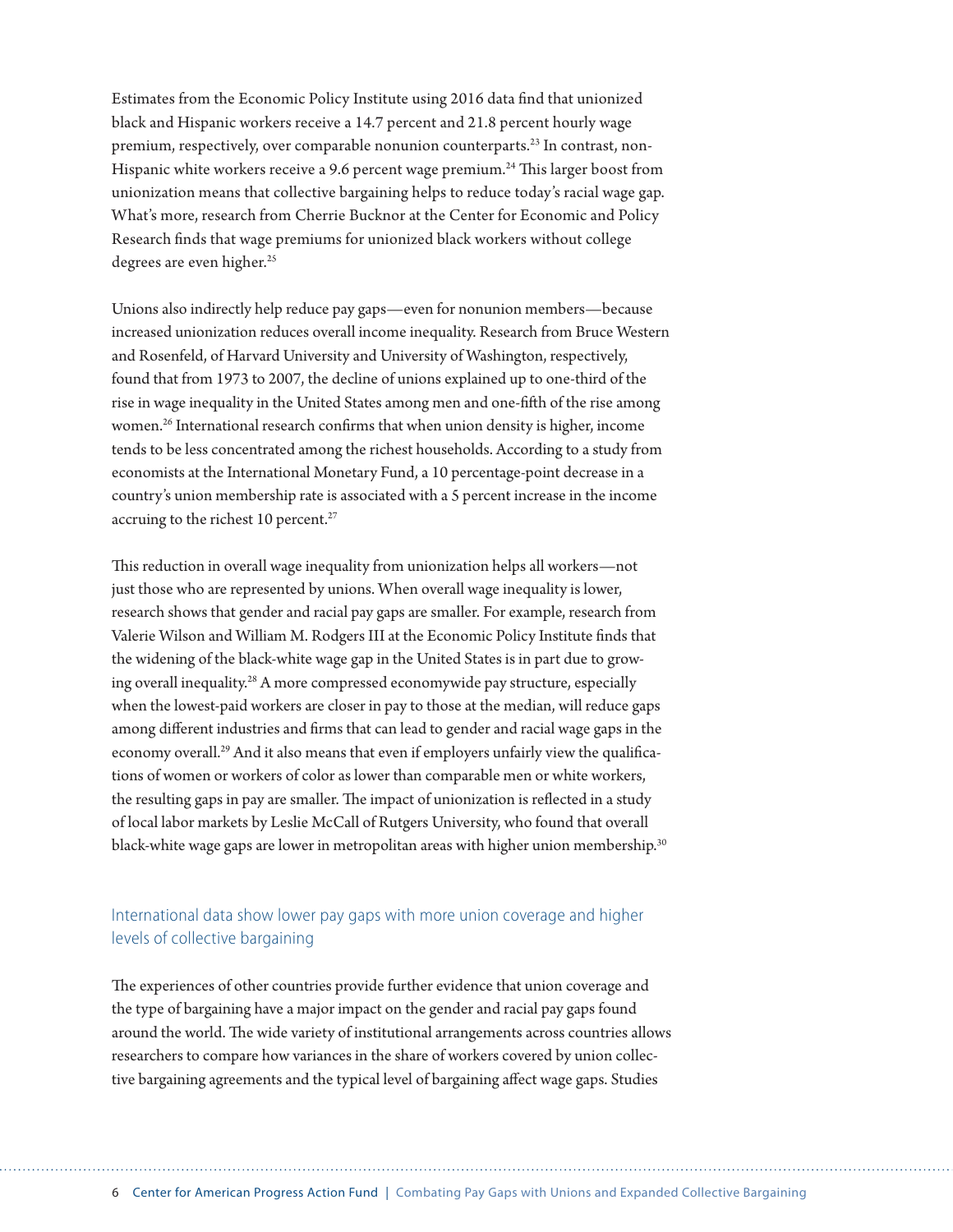Estimates from the Economic Policy Institute using 2016 data find that unionized black and Hispanic workers receive a 14.7 percent and 21.8 percent hourly wage premium, respectively, over comparable nonunion counterparts.[23] In contrast, non-Hispanic white workers receive a 9.6 percent wage premium.[24] This larger boost from unionization means that collective bargaining helps to reduce today's racial wage gap. What's more, research from Cherrie Bucknor at the Center for Economic and Policy Research finds that wage premiums for unionized black workers without college degrees are even higher.[25]

Unions also indirectly help reduce pay gaps—even for nonunion members—because increased unionization reduces overall income inequality. Research from Bruce Western and Rosenfeld, of Harvard University and University of Washington, respectively, found that from 1973 to 2007, the decline of unions explained up to one-third of the rise in wage inequality in the United States among men and one-fifth of the rise among women.[26] International research confirms that when union density is higher, income tends to be less concentrated among the richest households. According to a study from economists at the International Monetary Fund, a 10 percentage-point decrease in a country's union membership rate is associated with a 5 percent increase in the income accruing to the richest 10 percent.[27]

This reduction in overall wage inequality from unionization helps all workers—not just those who are represented by unions. When overall wage inequality is lower, research shows that gender and racial pay gaps are smaller. For example, research from Valerie Wilson and William M. Rodgers III at the Economic Policy Institute finds that the widening of the black-white wage gap in the United States is in part due to growing overall inequality.[28] A more compressed economywide pay structure, especially when the lowest-paid workers are closer in pay to those at the median, will reduce gaps among different industries and firms that can lead to gender and racial wage gaps in the economy overall.[29] And it also means that even if employers unfairly view the qualifications of women or workers of color as lower than comparable men or white workers, the resulting gaps in pay are smaller. The impact of unionization is reflected in a study of local labor markets by Leslie McCall of Rutgers University, who found that overall black-white wage gaps are lower in metropolitan areas with higher union membership.[30]

## International data show lower pay gaps with more union coverage and higher levels of collective bargaining

The experiences of other countries provide further evidence that union coverage and the type of bargaining have a major impact on the gender and racial pay gaps found around the world. The wide variety of institutional arrangements across countries allows researchers to compare how variances in the share of workers covered by union collective bargaining agreements and the typical level of bargaining affect wage gaps. Studies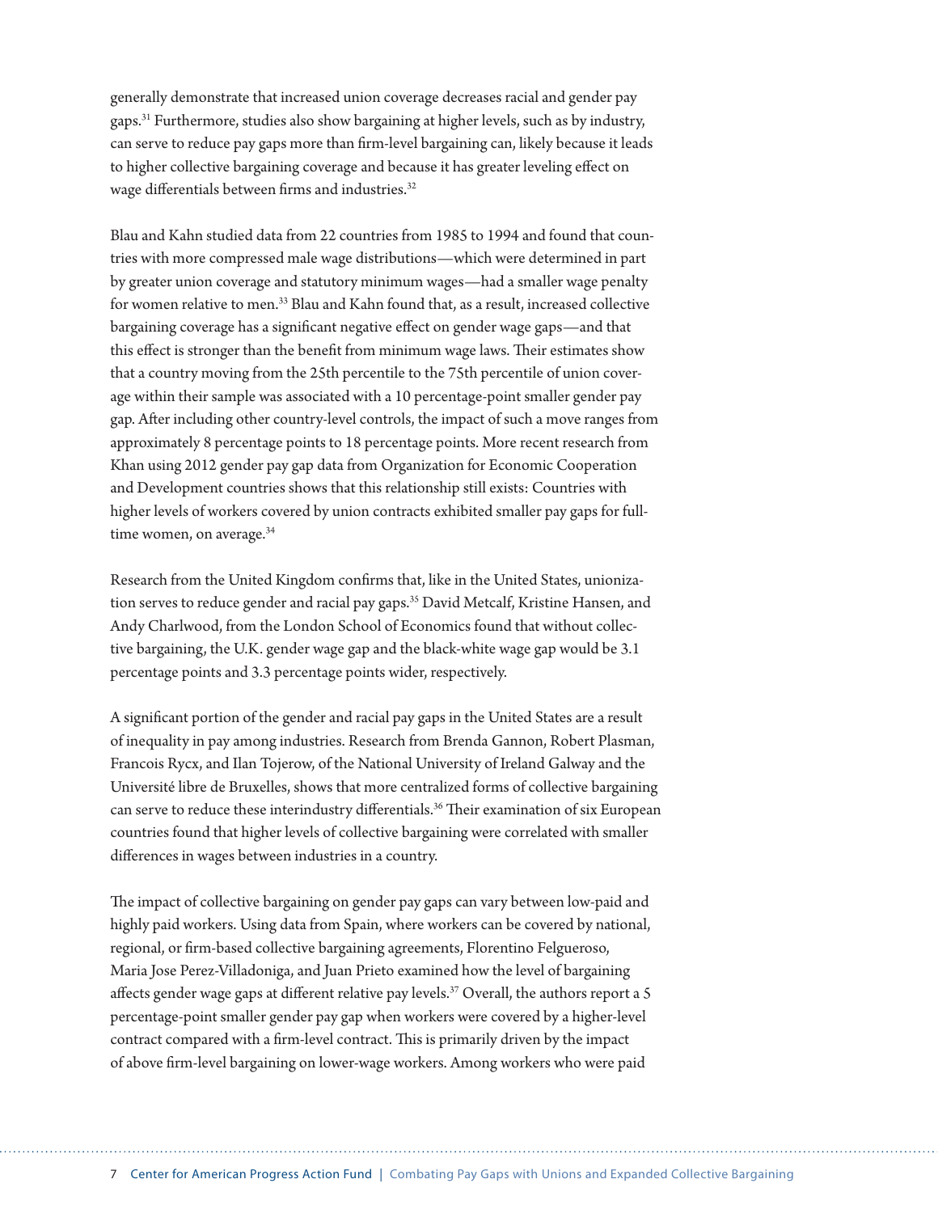generally demonstrate that increased union coverage decreases racial and gender pay gaps.[31] Furthermore, studies also show bargaining at higher levels, such as by industry, can serve to reduce pay gaps more than firm-level bargaining can, likely because it leads to higher collective bargaining coverage and because it has greater leveling effect on wage differentials between firms and industries.[32]

Blau and Kahn studied data from 22 countries from 1985 to 1994 and found that countries with more compressed male wage distributions—which were determined in part by greater union coverage and statutory minimum wages—had a smaller wage penalty for women relative to men.[33] Blau and Kahn found that, as a result, increased collective bargaining coverage has a significant negative effect on gender wage gaps—and that this effect is stronger than the benefit from minimum wage laws. Their estimates show that a country moving from the 25th percentile to the 75th percentile of union coverage within their sample was associated with a 10 percentage-point smaller gender pay gap. After including other country-level controls, the impact of such a move ranges from approximately 8 percentage points to 18 percentage points. More recent research from Khan using 2012 gender pay gap data from Organization for Economic Cooperation and Development countries shows that this relationship still exists: Countries with higher levels of workers covered by union contracts exhibited smaller pay gaps for full-time women, on average.[34]

Research from the United Kingdom confirms that, like in the United States, unionization serves to reduce gender and racial pay gaps.[35] David Metcalf, Kristine Hansen, and Andy Charlwood, from the London School of Economics found that without collective bargaining, the U.K. gender wage gap and the black-white wage gap would be 3.1 percentage points and 3.3 percentage points wider, respectively.

A significant portion of the gender and racial pay gaps in the United States are a result of inequality in pay among industries. Research from Brenda Gannon, Robert Plasman, Francois Rycx, and Ilan Tojerow, of the National University of Ireland Galway and the Université libre de Bruxelles, shows that more centralized forms of collective bargaining can serve to reduce these interindustry differentials.[36] Their examination of six European countries found that higher levels of collective bargaining were correlated with smaller differences in wages between industries in a country.

The impact of collective bargaining on gender pay gaps can vary between low-paid and highly paid workers. Using data from Spain, where workers can be covered by national, regional, or firm-based collective bargaining agreements, Florentino Felgueroso, Maria Jose Perez-Villadoniga, and Juan Prieto examined how the level of bargaining affects gender wage gaps at different relative pay levels.[37] Overall, the authors report a 5 percentage-point smaller gender pay gap when workers were covered by a higher-level contract compared with a firm-level contract. This is primarily driven by the impact of above firm-level bargaining on lower-wage workers. Among workers who were paid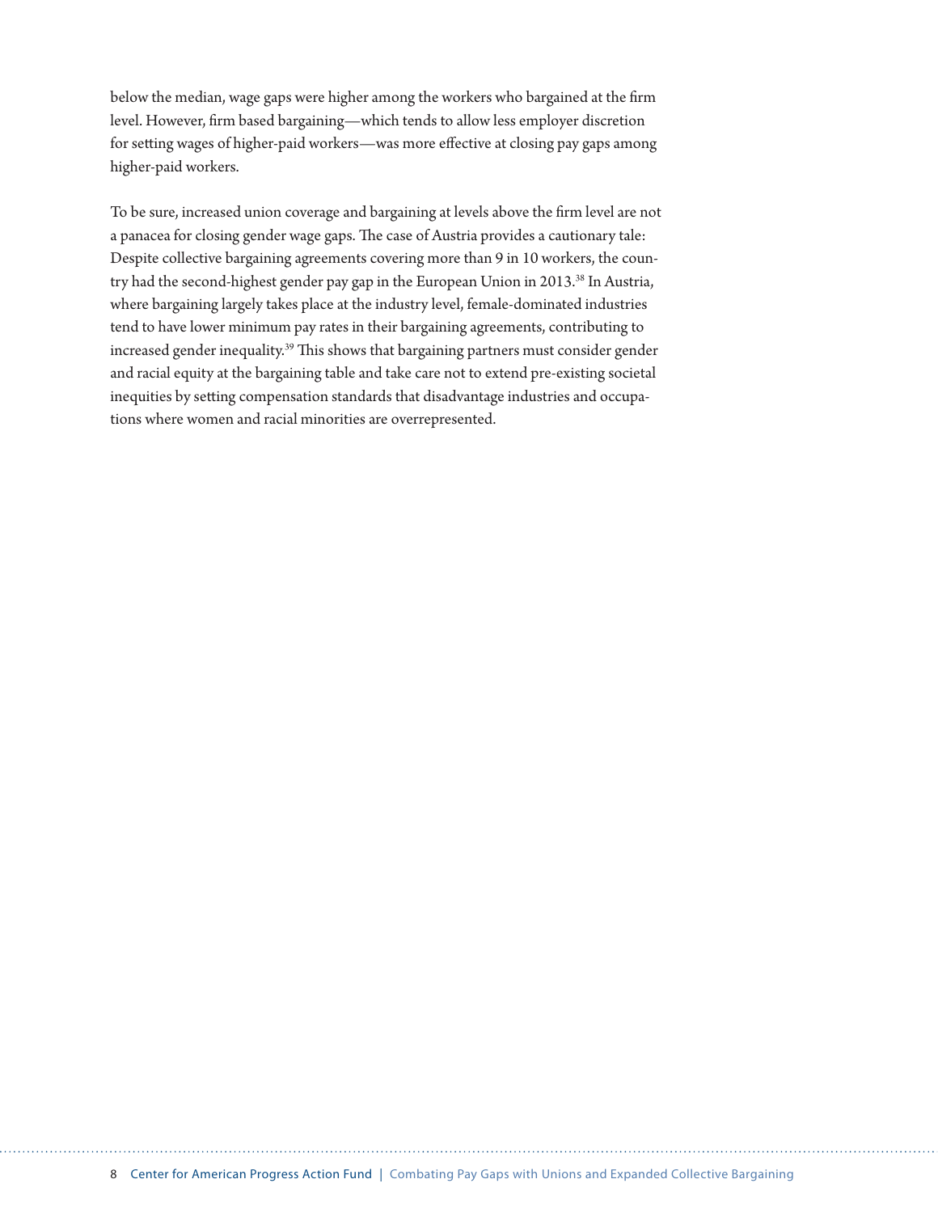below the median, wage gaps were higher among the workers who bargained at the firm level. However, firm based bargaining—which tends to allow less employer discretion for setting wages of higher-paid workers—was more effective at closing pay gaps among higher-paid workers.

To be sure, increased union coverage and bargaining at levels above the firm level are not a panacea for closing gender wage gaps. The case of Austria provides a cautionary tale: Despite collective bargaining agreements covering more than 9 in 10 workers, the country had the second-highest gender pay gap in the European Union in 2013.[38] In Austria, where bargaining largely takes place at the industry level, female-dominated industries tend to have lower minimum pay rates in their bargaining agreements, contributing to increased gender inequality.[39] This shows that bargaining partners must consider gender and racial equity at the bargaining table and take care not to extend pre-existing societal inequities by setting compensation standards that disadvantage industries and occupations where women and racial minorities are overrepresented.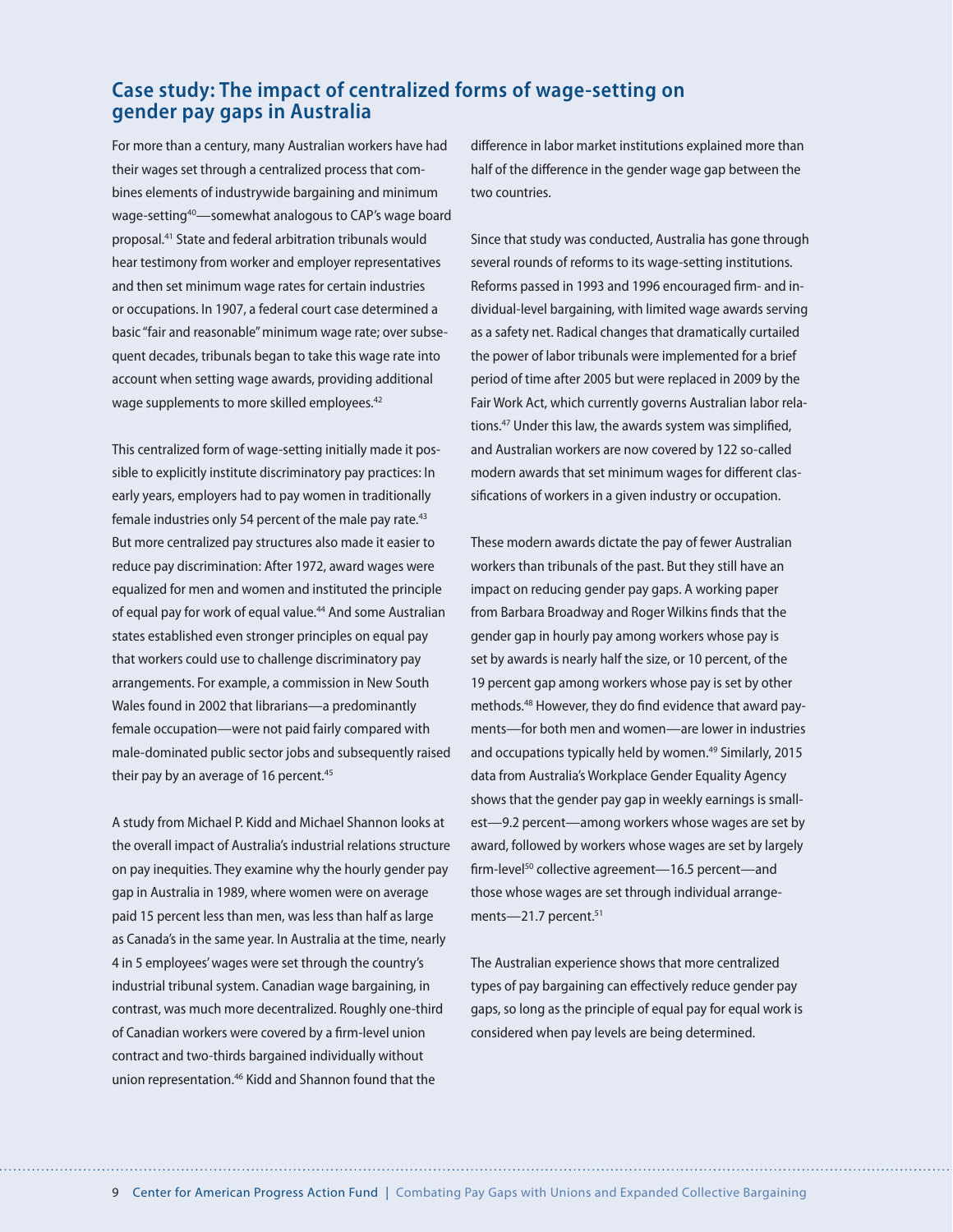## Case study: The impact of centralized forms of wage-setting on gender pay gaps in Australia

For more than a century, many Australian workers have had their wages set through a centralized process that combines elements of industrywide bargaining and minimum wage-setting[40]—somewhat analogous to CAP's wage board proposal.[41] State and federal arbitration tribunals would hear testimony from worker and employer representatives and then set minimum wage rates for certain industries or occupations. In 1907, a federal court case determined a basic "fair and reasonable" minimum wage rate; over subsequent decades, tribunals began to take this wage rate into account when setting wage awards, providing additional wage supplements to more skilled employees.[42]

This centralized form of wage-setting initially made it possible to explicitly institute discriminatory pay practices: In early years, employers had to pay women in traditionally female industries only 54 percent of the male pay rate.[43] But more centralized pay structures also made it easier to reduce pay discrimination: After 1972, award wages were equalized for men and women and instituted the principle of equal pay for work of equal value.[44] And some Australian states established even stronger principles on equal pay that workers could use to challenge discriminatory pay arrangements. For example, a commission in New South Wales found in 2002 that librarians—a predominantly female occupation—were not paid fairly compared with male-dominated public sector jobs and subsequently raised their pay by an average of 16 percent.[45]

A study from Michael P. Kidd and Michael Shannon looks at the overall impact of Australia's industrial relations structure on pay inequities. They examine why the hourly gender pay gap in Australia in 1989, where women were on average paid 15 percent less than men, was less than half as large as Canada's in the same year. In Australia at the time, nearly 4 in 5 employees' wages were set through the country's industrial tribunal system. Canadian wage bargaining, in contrast, was much more decentralized. Roughly one-third of Canadian workers were covered by a firm-level union contract and two-thirds bargained individually without union representation.[46] Kidd and Shannon found that the difference in labor market institutions explained more than half of the difference in the gender wage gap between the two countries.

Since that study was conducted, Australia has gone through several rounds of reforms to its wage-setting institutions. Reforms passed in 1993 and 1996 encouraged firm- and individual-level bargaining, with limited wage awards serving as a safety net. Radical changes that dramatically curtailed the power of labor tribunals were implemented for a brief period of time after 2005 but were replaced in 2009 by the Fair Work Act, which currently governs Australian labor relations.[47] Under this law, the awards system was simplified, and Australian workers are now covered by 122 so-called modern awards that set minimum wages for different classifications of workers in a given industry or occupation.

These modern awards dictate the pay of fewer Australian workers than tribunals of the past. But they still have an impact on reducing gender pay gaps. A working paper from Barbara Broadway and Roger Wilkins finds that the gender gap in hourly pay among workers whose pay is set by awards is nearly half the size, or 10 percent, of the 19 percent gap among workers whose pay is set by other methods.[48] However, they do find evidence that award payments—for both men and women—are lower in industries and occupations typically held by women.[49] Similarly, 2015 data from Australia's Workplace Gender Equality Agency shows that the gender pay gap in weekly earnings is smallest—9.2 percent—among workers whose wages are set by award, followed by workers whose wages are set by largely firm-level[50] collective agreement—16.5 percent—and those whose wages are set through individual arrangements—21.7 percent.[51]

The Australian experience shows that more centralized types of pay bargaining can effectively reduce gender pay gaps, so long as the principle of equal pay for equal work is considered when pay levels are being determined.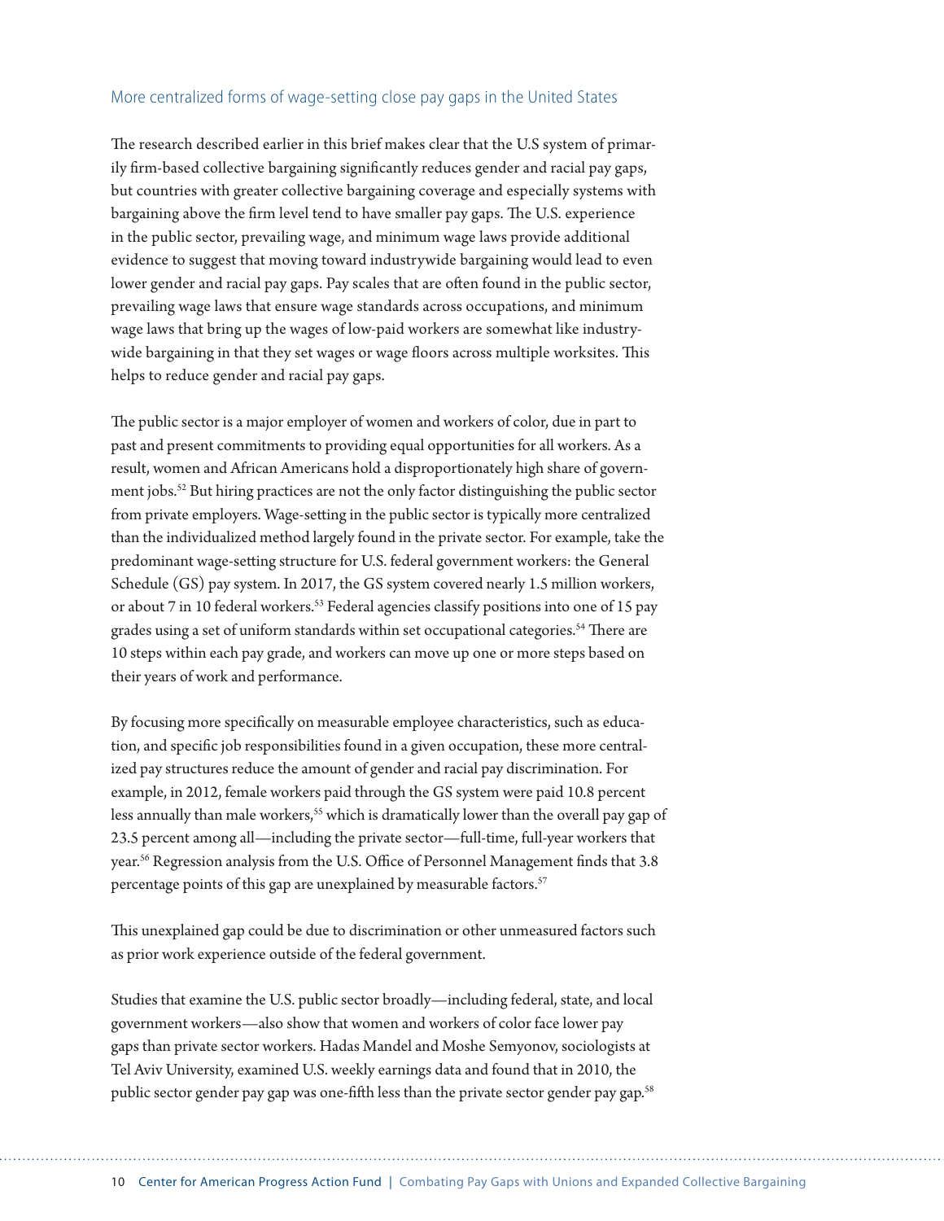## More centralized forms of wage-setting close pay gaps in the United States

The research described earlier in this brief makes clear that the U.S system of primarily firm-based collective bargaining significantly reduces gender and racial pay gaps, but countries with greater collective bargaining coverage and especially systems with bargaining above the firm level tend to have smaller pay gaps. The U.S. experience in the public sector, prevailing wage, and minimum wage laws provide additional evidence to suggest that moving toward industrywide bargaining would lead to even lower gender and racial pay gaps. Pay scales that are often found in the public sector, prevailing wage laws that ensure wage standards across occupations, and minimum wage laws that bring up the wages of low-paid workers are somewhat like industrywide bargaining in that they set wages or wage floors across multiple worksites. This helps to reduce gender and racial pay gaps.

The public sector is a major employer of women and workers of color, due in part to past and present commitments to providing equal opportunities for all workers. As a result, women and African Americans hold a disproportionately high share of government jobs.[52] But hiring practices are not the only factor distinguishing the public sector from private employers. Wage-setting in the public sector is typically more centralized than the individualized method largely found in the private sector. For example, take the predominant wage-setting structure for U.S. federal government workers: the General Schedule (GS) pay system. In 2017, the GS system covered nearly 1.5 million workers, or about 7 in 10 federal workers.[53] Federal agencies classify positions into one of 15 pay grades using a set of uniform standards within set occupational categories.[54] There are 10 steps within each pay grade, and workers can move up one or more steps based on their years of work and performance.

By focusing more specifically on measurable employee characteristics, such as education, and specific job responsibilities found in a given occupation, these more centralized pay structures reduce the amount of gender and racial pay discrimination. For example, in 2012, female workers paid through the GS system were paid 10.8 percent less annually than male workers,[55] which is dramatically lower than the overall pay gap of 23.5 percent among all—including the private sector—full-time, full-year workers that year.[56] Regression analysis from the U.S. Office of Personnel Management finds that 3.8 percentage points of this gap are unexplained by measurable factors.[57]

This unexplained gap could be due to discrimination or other unmeasured factors such as prior work experience outside of the federal government.

Studies that examine the U.S. public sector broadly—including federal, state, and local government workers—also show that women and workers of color face lower pay gaps than private sector workers. Hadas Mandel and Moshe Semyonov, sociologists at Tel Aviv University, examined U.S. weekly earnings data and found that in 2010, the public sector gender pay gap was one-fifth less than the private sector gender pay gap.[58]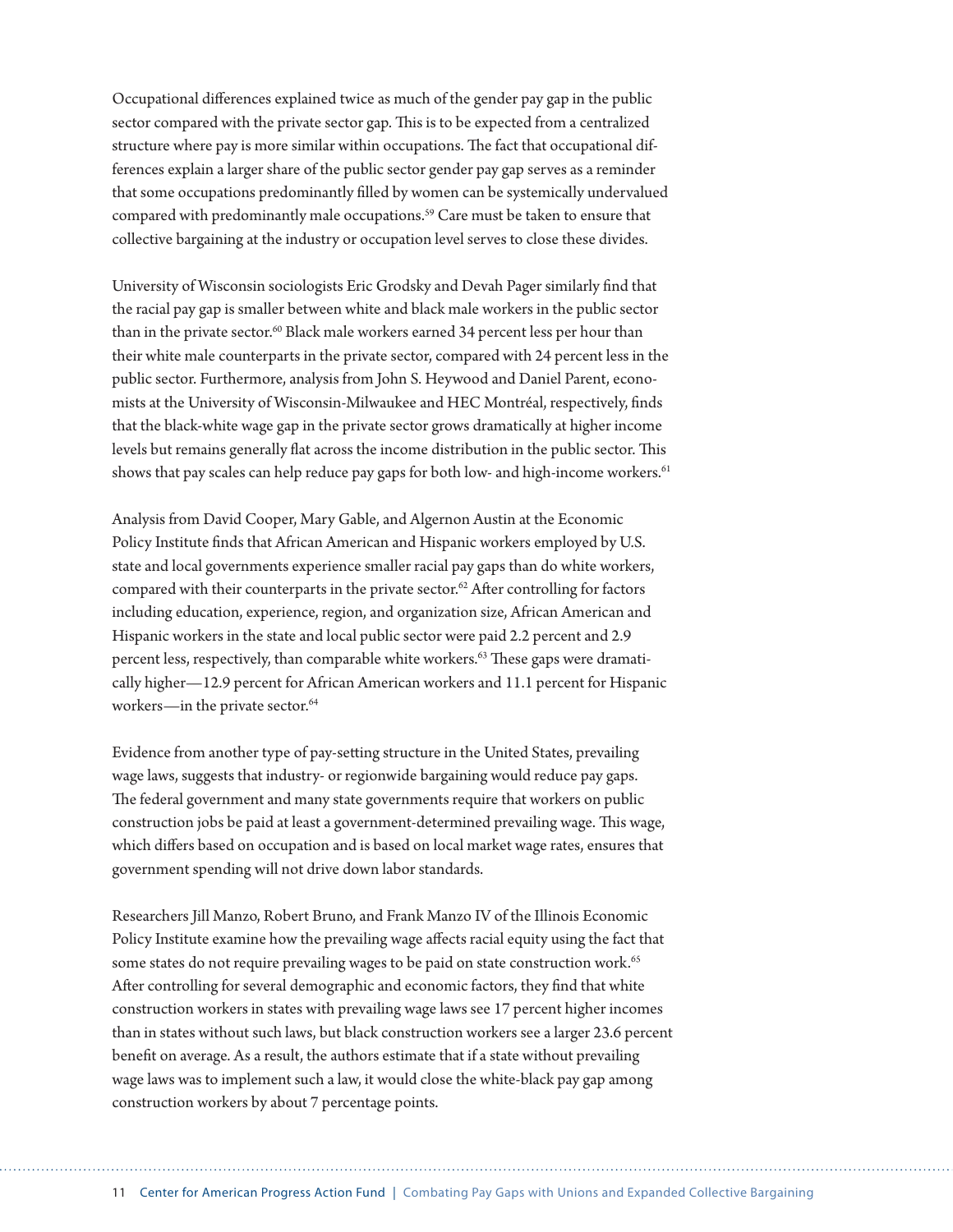Occupational differences explained twice as much of the gender pay gap in the public sector compared with the private sector gap. This is to be expected from a centralized structure where pay is more similar within occupations. The fact that occupational differences explain a larger share of the public sector gender pay gap serves as a reminder that some occupations predominantly filled by women can be systemically undervalued compared with predominantly male occupations.[59] Care must be taken to ensure that collective bargaining at the industry or occupation level serves to close these divides.

University of Wisconsin sociologists Eric Grodsky and Devah Pager similarly find that the racial pay gap is smaller between white and black male workers in the public sector than in the private sector.[60] Black male workers earned 34 percent less per hour than their white male counterparts in the private sector, compared with 24 percent less in the public sector. Furthermore, analysis from John S. Heywood and Daniel Parent, economists at the University of Wisconsin-Milwaukee and HEC Montréal, respectively, finds that the black-white wage gap in the private sector grows dramatically at higher income levels but remains generally flat across the income distribution in the public sector. This shows that pay scales can help reduce pay gaps for both low- and high-income workers.[61]

Analysis from David Cooper, Mary Gable, and Algernon Austin at the Economic Policy Institute finds that African American and Hispanic workers employed by U.S. state and local governments experience smaller racial pay gaps than do white workers, compared with their counterparts in the private sector.[62] After controlling for factors including education, experience, region, and organization size, African American and Hispanic workers in the state and local public sector were paid 2.2 percent and 2.9 percent less, respectively, than comparable white workers.[63] These gaps were dramatically higher—12.9 percent for African American workers and 11.1 percent for Hispanic workers—in the private sector.[64]

Evidence from another type of pay-setting structure in the United States, prevailing wage laws, suggests that industry- or regionwide bargaining would reduce pay gaps. The federal government and many state governments require that workers on public construction jobs be paid at least a government-determined prevailing wage. This wage, which differs based on occupation and is based on local market wage rates, ensures that government spending will not drive down labor standards.

Researchers Jill Manzo, Robert Bruno, and Frank Manzo IV of the Illinois Economic Policy Institute examine how the prevailing wage affects racial equity using the fact that some states do not require prevailing wages to be paid on state construction work.[65] After controlling for several demographic and economic factors, they find that white construction workers in states with prevailing wage laws see 17 percent higher incomes than in states without such laws, but black construction workers see a larger 23.6 percent benefit on average. As a result, the authors estimate that if a state without prevailing wage laws was to implement such a law, it would close the white-black pay gap among construction workers by about 7 percentage points.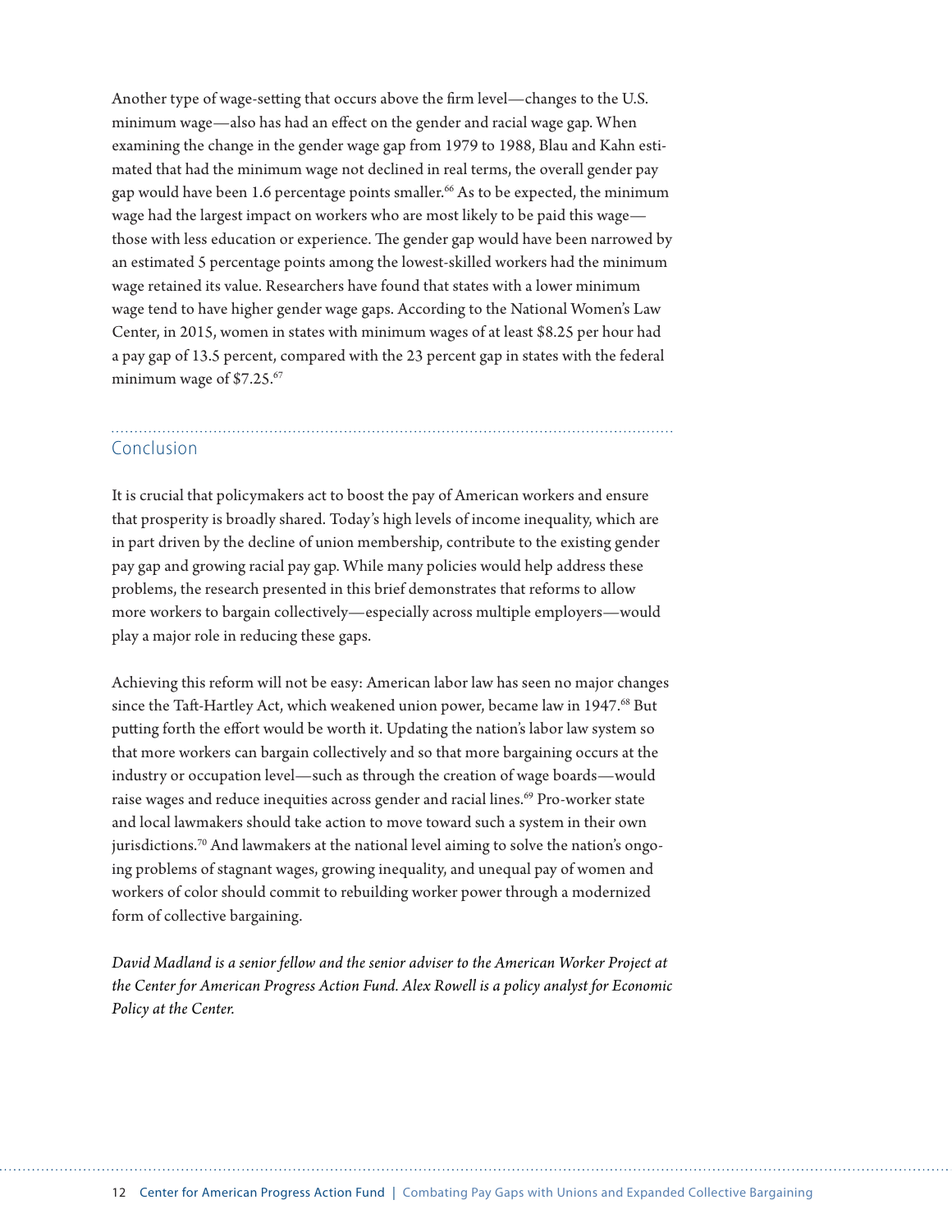Another type of wage-setting that occurs above the firm level—changes to the U.S. minimum wage—also has had an effect on the gender and racial wage gap. When examining the change in the gender wage gap from 1979 to 1988, Blau and Kahn estimated that had the minimum wage not declined in real terms, the overall gender pay gap would have been 1.6 percentage points smaller.[66] As to be expected, the minimum wage had the largest impact on workers who are most likely to be paid this wage—those with less education or experience. The gender gap would have been narrowed by an estimated 5 percentage points among the lowest-skilled workers had the minimum wage retained its value. Researchers have found that states with a lower minimum wage tend to have higher gender wage gaps. According to the National Women's Law Center, in 2015, women in states with minimum wages of at least $8.25 per hour had a pay gap of 13.5 percent, compared with the 23 percent gap in states with the federal minimum wage of $7.25.[67]

## Conclusion

It is crucial that policymakers act to boost the pay of American workers and ensure that prosperity is broadly shared. Today's high levels of income inequality, which are in part driven by the decline of union membership, contribute to the existing gender pay gap and growing racial pay gap. While many policies would help address these problems, the research presented in this brief demonstrates that reforms to allow more workers to bargain collectively—especially across multiple employers—would play a major role in reducing these gaps.

Achieving this reform will not be easy: American labor law has seen no major changes since the Taft-Hartley Act, which weakened union power, became law in 1947.[68] But putting forth the effort would be worth it. Updating the nation's labor law system so that more workers can bargain collectively and so that more bargaining occurs at the industry or occupation level—such as through the creation of wage boards—would raise wages and reduce inequities across gender and racial lines.[69] Pro-worker state and local lawmakers should take action to move toward such a system in their own jurisdictions.[70] And lawmakers at the national level aiming to solve the nation's ongoing problems of stagnant wages, growing inequality, and unequal pay of women and workers of color should commit to rebuilding worker power through a modernized form of collective bargaining.

*David Madland is a senior fellow and the senior adviser to the American Worker Project at the Center for American Progress Action Fund. Alex Rowell is a policy analyst for Economic Policy at the Center.*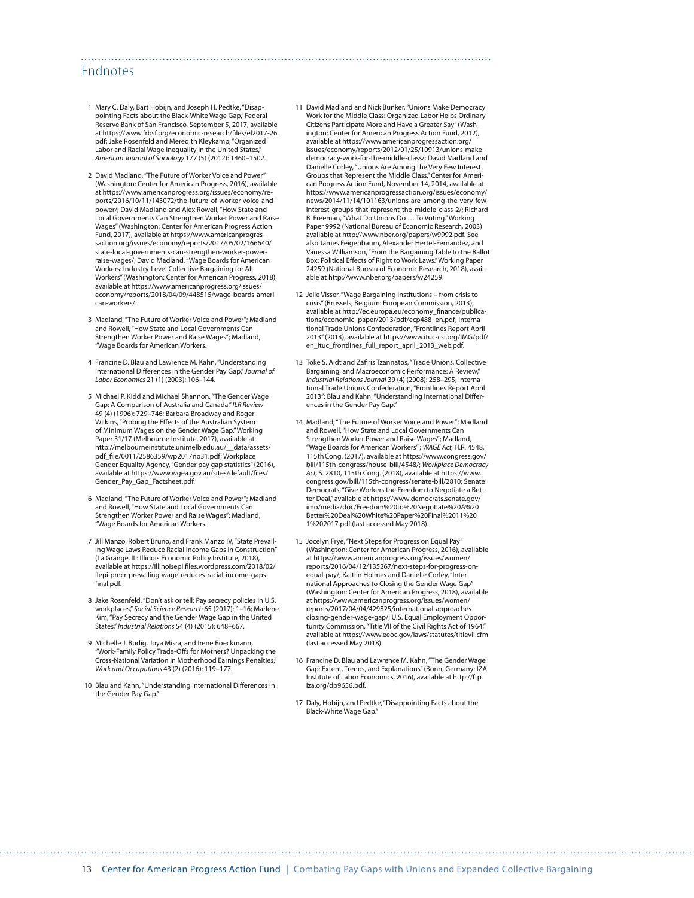## Endnotes

1. Mary C. Daly, Bart Hobijn, and Joseph H. Pedtke, "Disappointing Facts about the Black-White Wage Gap," Federal Reserve Bank of San Francisco, September 5, 2017, available at https://www.frbsf.org/economic-research/files/el2017-26.pdf; Jake Rosenfeld and Meredith Kleykamp, "Organized Labor and Racial Wage Inequality in the United States," *American Journal of Sociology* 177 (5) (2012): 1460–1502.

2. David Madland, "The Future of Worker Voice and Power" (Washington: Center for American Progress, 2016), available at https://www.americanprogress.org/issues/economy/reports/2016/10/11/143072/the-future-of-worker-voice-and-power/; David Madland and Alex Rowell, "How State and Local Governments Can Strengthen Worker Power and Raise Wages" (Washington: Center for American Progress Action Fund, 2017), available at https://www.americanprogressaction.org/issues/economy/reports/2017/05/02/166640/state-local-governments-can-strengthen-worker-power-raise-wages/; David Madland, "Wage Boards for American Workers: Industry-Level Collective Bargaining for All Workers" (Washington: Center for American Progress, 2018), available at https://www.americanprogress.org/issues/economy/reports/2018/04/09/448515/wage-boards-american-workers/.

3. Madland, "The Future of Worker Voice and Power"; Madland and Rowell, "How State and Local Governments Can Strengthen Worker Power and Raise Wages"; Madland, "Wage Boards for American Workers.

4. Francine D. Blau and Lawrence M. Kahn, "Understanding International Differences in the Gender Pay Gap," *Journal of Labor Economics* 21 (1) (2003): 106–144.

5. Michael P. Kidd and Michael Shannon, "The Gender Wage Gap: A Comparison of Australia and Canada," *ILR Review* 49 (4) (1996): 729–746; Barbara Broadway and Roger Wilkins, "Probing the Effects of the Australian System of Minimum Wages on the Gender Wage Gap." Working Paper 31/17 (Melbourne Institute, 2017), available at http://melbourneinstitute.unimelb.edu.au/__data/assets/pdf_file/0011/2586359/wp2017no31.pdf; Workplace Gender Equality Agency, "Gender pay gap statistics" (2016), available at https://www.wgea.gov.au/sites/default/files/Gender_Pay_Gap_Factsheet.pdf.

6. Madland, "The Future of Worker Voice and Power"; Madland and Rowell, "How State and Local Governments Can Strengthen Worker Power and Raise Wages"; Madland, "Wage Boards for American Workers.

7. Jill Manzo, Robert Bruno, and Frank Manzo IV, "State Prevailing Wage Laws Reduce Racial Income Gaps in Construction" (La Grange, IL: Illinois Economic Policy Institute, 2018), available at https://illinoisepi.files.wordpress.com/2018/02/ilepi-pmcr-prevailing-wage-reduces-racial-income-gaps-final.pdf.

8. Jake Rosenfeld, "Don't ask or tell: Pay secrecy policies in U.S. workplaces," *Social Science Research* 65 (2017): 1–16; Marlene Kim, "Pay Secrecy and the Gender Wage Gap in the United States," *Industrial Relations* 54 (4) (2015): 648–667.

9. Michelle J. Budig, Joya Misra, and Irene Boeckmann, "Work-Family Policy Trade-Offs for Mothers? Unpacking the Cross-National Variation in Motherhood Earnings Penalties," *Work and Occupations* 43 (2) (2016): 119–177.

10. Blau and Kahn, "Understanding International Differences in the Gender Pay Gap."

11. David Madland and Nick Bunker, "Unions Make Democracy Work for the Middle Class: Organized Labor Helps Ordinary Citizens Participate More and Have a Greater Say" (Washington: Center for American Progress Action Fund, 2012), available at https://www.americanprogressaction.org/issues/economy/reports/2012/01/25/10913/unions-make-democracy-work-for-the-middle-class/; David Madland and Danielle Corley, "Unions Are Among the Very Few Interest Groups that Represent the Middle Class," Center for American Progress Action Fund, November 14, 2014, available at https://www.americanprogressaction.org/issues/economy/news/2014/11/14/101163/unions-are-among-the-very-few-interest-groups-that-represent-the-middle-class-2/; Richard B. Freeman, "What Do Unions Do … To Voting." Working Paper 9992 (National Bureau of Economic Research, 2003) available at http://www.nber.org/papers/w9992.pdf. See also James Feigenbaum, Alexander Hertel-Fernandez, and Vanessa Williamson, "From the Bargaining Table to the Ballot Box: Political Effects of Right to Work Laws." Working Paper 24259 (National Bureau of Economic Research, 2018), available at http://www.nber.org/papers/w24259.

12. Jelle Visser, "Wage Bargaining Institutions – from crisis to crisis" (Brussels, Belgium: European Commission, 2013), available at http://ec.europa.eu/economy_finance/publications/economic_paper/2013/pdf/ecp488_en.pdf; International Trade Unions Confederation, "Frontlines Report April 2013" (2013), available at https://www.ituc-csi.org/IMG/pdf/en_ituc_frontlines_full_report_april_2013_web.pdf.

13. Toke S. Aidt and Zafiris Tzannatos, "Trade Unions, Collective Bargaining, and Macroeconomic Performance: A Review," *Industrial Relations Journal* 39 (4) (2008): 258–295; International Trade Unions Confederation, "Frontlines Report April 2013"; Blau and Kahn, "Understanding International Differences in the Gender Pay Gap."

14. Madland, "The Future of Worker Voice and Power"; Madland and Rowell, "How State and Local Governments Can Strengthen Worker Power and Raise Wages"; Madland, "Wage Boards for American Workers" ; *WAGE Act,* H.R. 4548, 115th Cong. (2017), available at https://www.congress.gov/bill/115th-congress/house-bill/4548/; *Workplace Democracy Act*, S. 2810, 115th Cong. (2018), available at https://www.congress.gov/bill/115th-congress/senate-bill/2810; Senate Democrats, "Give Workers the Freedom to Negotiate a Better Deal," available at https://www.democrats.senate.gov/imo/media/doc/Freedom%20to%20Negotiate%20A%20Better%20Deal%20White%20Paper%20Final%2011%201%202017.pdf (last accessed May 2018).

15. Jocelyn Frye, "Next Steps for Progress on Equal Pay" (Washington: Center for American Progress, 2016), available at https://www.americanprogress.org/issues/women/reports/2016/04/12/135267/next-steps-for-progress-on-equal-pay/; Kaitlin Holmes and Danielle Corley, "International Approaches to Closing the Gender Wage Gap" (Washington: Center for American Progress, 2018), available at https://www.americanprogress.org/issues/women/reports/2017/04/04/429825/international-approaches-closing-gender-wage-gap/; U.S. Equal Employment Opportunity Commission, "Title VII of the Civil Rights Act of 1964," available at https://www.eeoc.gov/laws/statutes/titlevii.cfm (last accessed May 2018).

16. Francine D. Blau and Lawrence M. Kahn, "The Gender Wage Gap: Extent, Trends, and Explanations" (Bonn, Germany: IZA Institute of Labor Economics, 2016), available at http://ftp.iza.org/dp9656.pdf.

17. Daly, Hobijn, and Pedtke, "Disappointing Facts about the Black-White Wage Gap."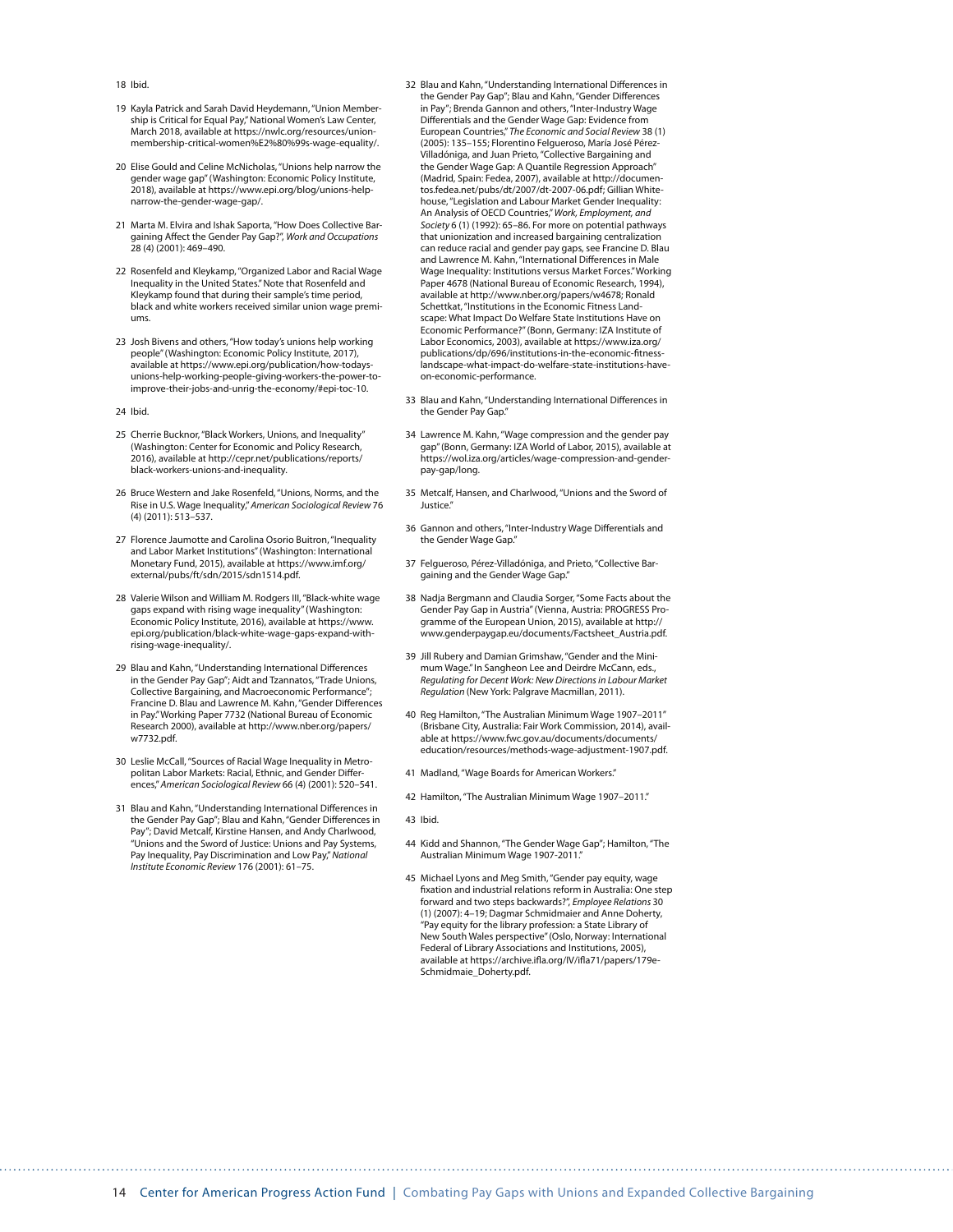18 Ibid.

19 Kayla Patrick and Sarah David Heydemann, "Union Membership is Critical for Equal Pay," National Women's Law Center, March 2018, available at https://nwlc.org/resources/union-membership-critical-women%E2%80%99s-wage-equality/.

20 Elise Gould and Celine McNicholas, "Unions help narrow the gender wage gap" (Washington: Economic Policy Institute, 2018), available at https://www.epi.org/blog/unions-help-narrow-the-gender-wage-gap/.

21 Marta M. Elvira and Ishak Saporta, "How Does Collective Bargaining Affect the Gender Pay Gap?", *Work and Occupations* 28 (4) (2001): 469–490.

22 Rosenfeld and Kleykamp, "Organized Labor and Racial Wage Inequality in the United States." Note that Rosenfeld and Kleykamp found that during their sample's time period, black and white workers received similar union wage premiums.

23 Josh Bivens and others, "How today's unions help working people" (Washington: Economic Policy Institute, 2017), available at https://www.epi.org/publication/how-todays-unions-help-working-people-giving-workers-the-power-to-improve-their-jobs-and-unrig-the-economy/#epi-toc-10.

24 Ibid.

25 Cherrie Bucknor, "Black Workers, Unions, and Inequality" (Washington: Center for Economic and Policy Research, 2016), available at http://cepr.net/publications/reports/black-workers-unions-and-inequality.

26 Bruce Western and Jake Rosenfeld, "Unions, Norms, and the Rise in U.S. Wage Inequality," *American Sociological Review* 76 (4) (2011): 513–537.

27 Florence Jaumotte and Carolina Osorio Buitron, "Inequality and Labor Market Institutions" (Washington: International Monetary Fund, 2015), available at https://www.imf.org/external/pubs/ft/sdn/2015/sdn1514.pdf.

28 Valerie Wilson and William M. Rodgers III, "Black-white wage gaps expand with rising wage inequality" (Washington: Economic Policy Institute, 2016), available at https://www.epi.org/publication/black-white-wage-gaps-expand-with-rising-wage-inequality/.

29 Blau and Kahn, "Understanding International Differences in the Gender Pay Gap"; Aidt and Tzannatos, "Trade Unions, Collective Bargaining, and Macroeconomic Performance"; Francine D. Blau and Lawrence M. Kahn, "Gender Differences in Pay." Working Paper 7732 (National Bureau of Economic Research 2000), available at http://www.nber.org/papers/w7732.pdf.

30 Leslie McCall, "Sources of Racial Wage Inequality in Metropolitan Labor Markets: Racial, Ethnic, and Gender Differences," *American Sociological Review* 66 (4) (2001): 520–541.

31 Blau and Kahn, "Understanding International Differences in the Gender Pay Gap"; Blau and Kahn, "Gender Differences in Pay"; David Metcalf, Kirstine Hansen, and Andy Charlwood, "Unions and the Sword of Justice: Unions and Pay Systems, Pay Inequality, Pay Discrimination and Low Pay," *National Institute Economic Review* 176 (2001): 61–75.

32 Blau and Kahn, "Understanding International Differences in the Gender Pay Gap"; Blau and Kahn, "Gender Differences in Pay"; Brenda Gannon and others, "Inter-Industry Wage Differentials and the Gender Wage Gap: Evidence from European Countries," *The Economic and Social Review* 38 (1) (2005): 135–155; Florentino Felgueroso, María José Pérez-Villadóniga, and Juan Prieto, "Collective Bargaining and the Gender Wage Gap: A Quantile Regression Approach" (Madrid, Spain: Fedea, 2007), available at http://documentos.fedea.net/pubs/dt/2007/dt-2007-06.pdf; Gillian Whitehouse, "Legislation and Labour Market Gender Inequality: An Analysis of OECD Countries," *Work, Employment, and Society* 6 (1) (1992): 65–86. For more on potential pathways that unionization and increased bargaining centralization can reduce racial and gender pay gaps, see Francine D. Blau and Lawrence M. Kahn, "International Differences in Male Wage Inequality: Institutions versus Market Forces." Working Paper 4678 (National Bureau of Economic Research, 1994), available at http://www.nber.org/papers/w4678; Ronald Schettkat, "Institutions in the Economic Fitness Landscape: What Impact Do Welfare State Institutions Have on Economic Performance?" (Bonn, Germany: IZA Institute of Labor Economics, 2003), available at https://www.iza.org/publications/dp/696/institutions-in-the-economic-fitness-landscape-what-impact-do-welfare-state-institutions-have-on-economic-performance.

33 Blau and Kahn, "Understanding International Differences in the Gender Pay Gap."

34 Lawrence M. Kahn, "Wage compression and the gender pay gap" (Bonn, Germany: IZA World of Labor, 2015), available at https://wol.iza.org/articles/wage-compression-and-gender-pay-gap/long.

35 Metcalf, Hansen, and Charlwood, "Unions and the Sword of Justice."

36 Gannon and others, "Inter-Industry Wage Differentials and the Gender Wage Gap."

37 Felgueroso, Pérez-Villadóniga, and Prieto, "Collective Bargaining and the Gender Wage Gap."

38 Nadja Bergmann and Claudia Sorger, "Some Facts about the Gender Pay Gap in Austria" (Vienna, Austria: PROGRESS Programme of the European Union, 2015), available at http://www.genderpaygap.eu/documents/Factsheet_Austria.pdf.

39 Jill Rubery and Damian Grimshaw, "Gender and the Minimum Wage." In Sangheon Lee and Deirdre McCann, eds., *Regulating for Decent Work: New Directions in Labour Market Regulation* (New York: Palgrave Macmillan, 2011).

40 Reg Hamilton, "The Australian Minimum Wage 1907–2011" (Brisbane City, Australia: Fair Work Commission, 2014), available at https://www.fwc.gov.au/documents/documents/education/resources/methods-wage-adjustment-1907.pdf.

41 Madland, "Wage Boards for American Workers."

42 Hamilton, "The Australian Minimum Wage 1907–2011."

43 Ibid.

44 Kidd and Shannon, "The Gender Wage Gap"; Hamilton, "The Australian Minimum Wage 1907-2011."

45 Michael Lyons and Meg Smith, "Gender pay equity, wage fixation and industrial relations reform in Australia: One step forward and two steps backwards?", *Employee Relations* 30 (1) (2007): 4–19; Dagmar Schmidmaier and Anne Doherty, "Pay equity for the library profession: a State Library of New South Wales perspective" (Oslo, Norway: International Federal of Library Associations and Institutions, 2005), available at https://archive.ifla.org/IV/ifla71/papers/179e-Schmidmaie_Doherty.pdf.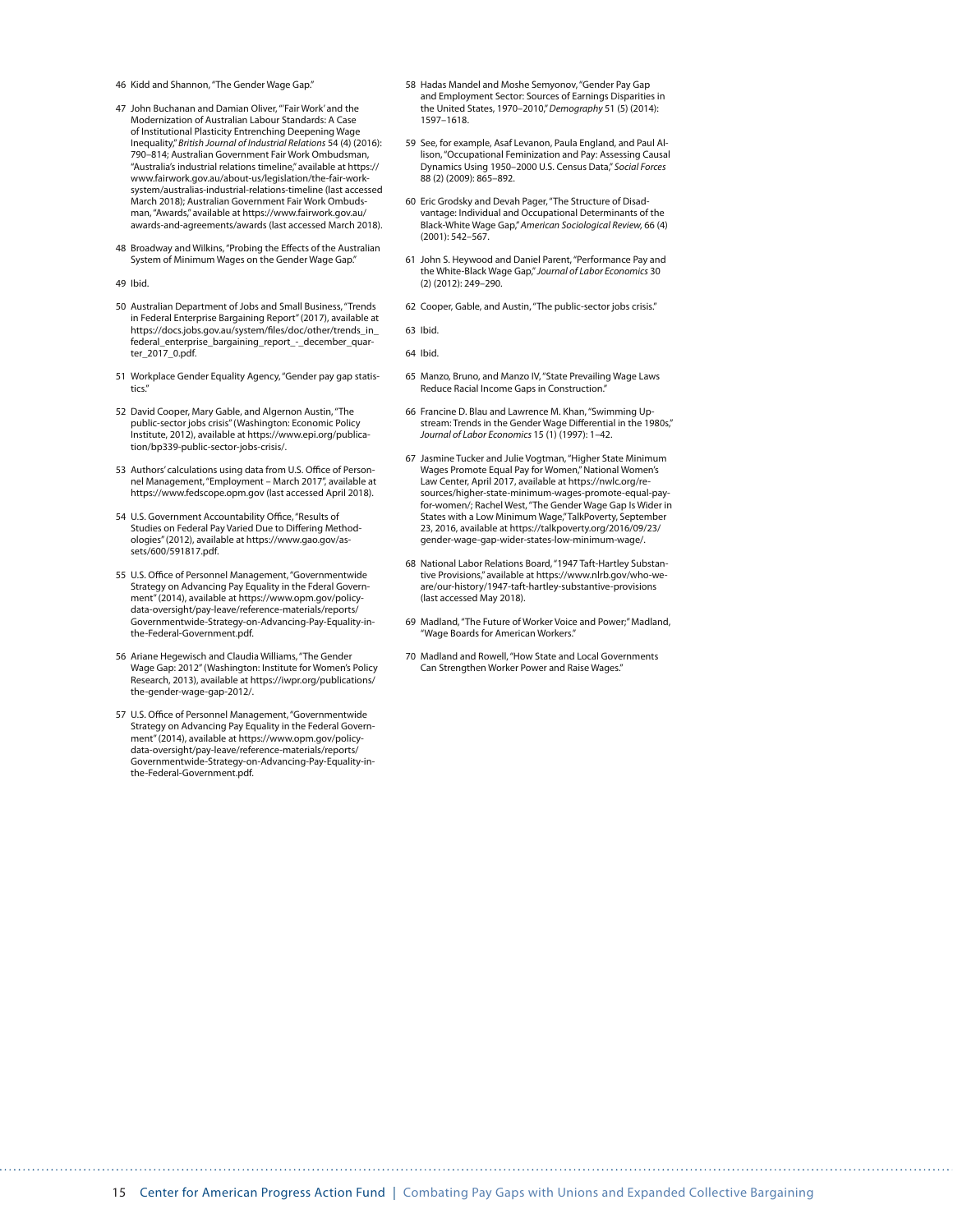46 Kidd and Shannon, "The Gender Wage Gap."

47 John Buchanan and Damian Oliver, "'Fair Work' and the Modernization of Australian Labour Standards: A Case of Institutional Plasticity Entrenching Deepening Wage Inequality," *British Journal of Industrial Relations* 54 (4) (2016): 790–814; Australian Government Fair Work Ombudsman, "Australia's industrial relations timeline," available at https://www.fairwork.gov.au/about-us/legislation/the-fair-work-system/australias-industrial-relations-timeline (last accessed March 2018); Australian Government Fair Work Ombudsman, "Awards," available at https://www.fairwork.gov.au/awards-and-agreements/awards (last accessed March 2018).

48 Broadway and Wilkins, "Probing the Effects of the Australian System of Minimum Wages on the Gender Wage Gap."

49 Ibid.

50 Australian Department of Jobs and Small Business, "Trends in Federal Enterprise Bargaining Report" (2017), available at https://docs.jobs.gov.au/system/files/doc/other/trends_in_federal_enterprise_bargaining_report_-_december_quarter_2017_0.pdf.

51 Workplace Gender Equality Agency, "Gender pay gap statistics."

52 David Cooper, Mary Gable, and Algernon Austin, "The public-sector jobs crisis" (Washington: Economic Policy Institute, 2012), available at https://www.epi.org/publication/bp339-public-sector-jobs-crisis/.

53 Authors' calculations using data from U.S. Office of Personnel Management, "Employment – March 2017", available at https://www.fedscope.opm.gov (last accessed April 2018).

54 U.S. Government Accountability Office, "Results of Studies on Federal Pay Varied Due to Differing Methodologies" (2012), available at https://www.gao.gov/assets/600/591817.pdf.

55 U.S. Office of Personnel Management, "Governmentwide Strategy on Advancing Pay Equality in the Fderal Government" (2014), available at https://www.opm.gov/policy-data-oversight/pay-leave/reference-materials/reports/Governmentwide-Strategy-on-Advancing-Pay-Equality-in-the-Federal-Government.pdf.

56 Ariane Hegewisch and Claudia Williams, "The Gender Wage Gap: 2012" (Washington: Institute for Women's Policy Research, 2013), available at https://iwpr.org/publications/the-gender-wage-gap-2012/.

57 U.S. Office of Personnel Management, "Governmentwide Strategy on Advancing Pay Equality in the Federal Government" (2014), available at https://www.opm.gov/policy-data-oversight/pay-leave/reference-materials/reports/Governmentwide-Strategy-on-Advancing-Pay-Equality-in-the-Federal-Government.pdf.

58 Hadas Mandel and Moshe Semyonov, "Gender Pay Gap and Employment Sector: Sources of Earnings Disparities in the United States, 1970–2010," *Demography* 51 (5) (2014): 1597–1618.

59 See, for example, Asaf Levanon, Paula England, and Paul Allison, "Occupational Feminization and Pay: Assessing Causal Dynamics Using 1950–2000 U.S. Census Data," *Social Forces* 88 (2) (2009): 865–892.

60 Eric Grodsky and Devah Pager, "The Structure of Disadvantage: Individual and Occupational Determinants of the Black-White Wage Gap," *American Sociological Review,* 66 (4) (2001): 542–567.

61 John S. Heywood and Daniel Parent, "Performance Pay and the White-Black Wage Gap," *Journal of Labor Economics* 30 (2) (2012): 249–290.

62 Cooper, Gable, and Austin, "The public-sector jobs crisis."

63 Ibid.

64 Ibid.

65 Manzo, Bruno, and Manzo IV, "State Prevailing Wage Laws Reduce Racial Income Gaps in Construction."

66 Francine D. Blau and Lawrence M. Khan, "Swimming Upstream: Trends in the Gender Wage Differential in the 1980s," *Journal of Labor Economics* 15 (1) (1997): 1–42.

67 Jasmine Tucker and Julie Vogtman, "Higher State Minimum Wages Promote Equal Pay for Women," National Women's Law Center, April 2017, available at https://nwlc.org/resources/higher-state-minimum-wages-promote-equal-pay-for-women/; Rachel West, "The Gender Wage Gap Is Wider in States with a Low Minimum Wage," TalkPoverty, September 23, 2016, available at https://talkpoverty.org/2016/09/23/gender-wage-gap-wider-states-low-minimum-wage/.

68 National Labor Relations Board, "1947 Taft-Hartley Substantive Provisions," available at https://www.nlrb.gov/who-we-are/our-history/1947-taft-hartley-substantive-provisions (last accessed May 2018).

69 Madland, "The Future of Worker Voice and Power;" Madland, "Wage Boards for American Workers."

70 Madland and Rowell, "How State and Local Governments Can Strengthen Worker Power and Raise Wages."